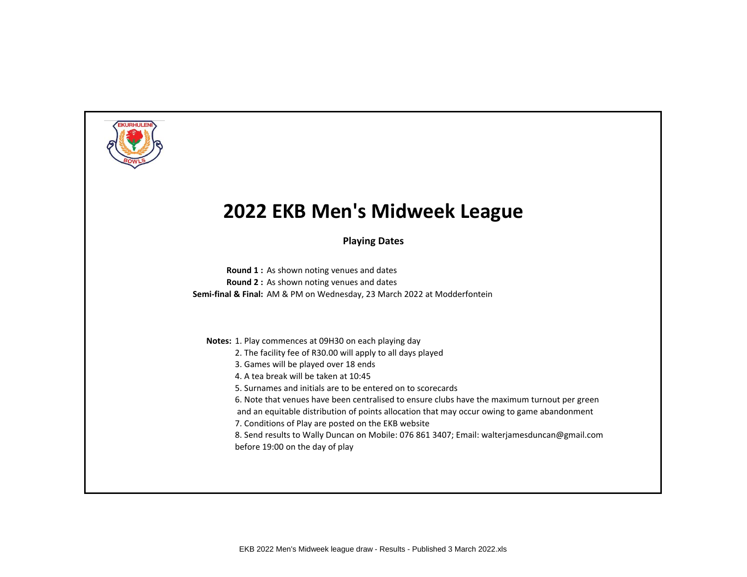# 2022 EKB Men's Midweek League

**Playing Dates**

**Round 1 :** As shown noting venues and dates

**Round 2 :** As shown noting venues and dates

**Semi-final & Final:** AM & PM on Wednesday, 23 March 2022 at Modderfontein

**Notes:**
1. Play commences at 09H30 on each playing day
2. The facility fee of R30.00 will apply to all days played
3. Games will be played over 18 ends
4. A tea break will be taken at 10:45
5. Surnames and initials are to be entered on to scorecards
6. Note that venues have been centralised to ensure clubs have the maximum turnout per green and an equitable distribution of points allocation that may occur owing to game abandonment
7. Conditions of Play are posted on the EKB website
8. Send results to Wally Duncan on Mobile: 076 861 3407; Email: walterjamesduncan@gmail.com before 19:00 on the day of play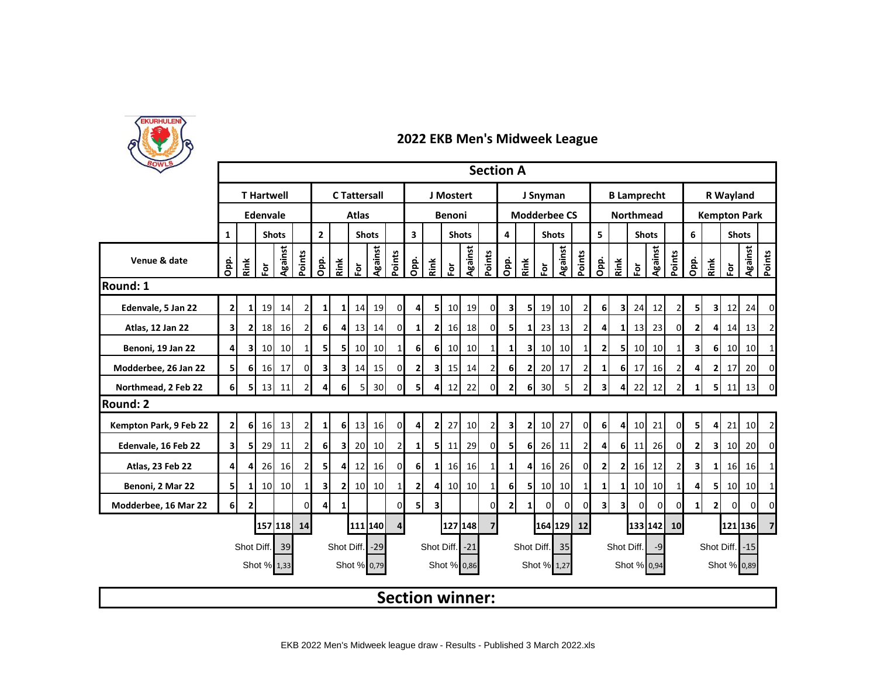# 2022 EKB Men's Midweek League

## Section A

| Venue & date | T Hartwell – Edenvale (1) | | | | | C Tattersall – Atlas (2) | | | | | J Mostert – Benoni (3) | | | | | J Snyman – Modderbee CS (4) | | | | | B Lamprecht – Northmead (5) | | | | | R Wayland – Kempton Park (6) | | | | |
|---|---|---|---|---|---|---|---|---|---|---|---|---|---|---|---|---|---|---|---|---|---|---|---|---|---|---|---|---|---|---|
| | Opp. | Rink | Shots For | Shots Against | Points | Opp. | Rink | Shots For | Shots Against | Points | Opp. | Rink | Shots For | Shots Against | Points | Opp. | Rink | Shots For | Shots Against | Points | Opp. | Rink | Shots For | Shots Against | Points | Opp. | Rink | Shots For | Shots Against | Points |
| **Round: 1** | | | | | | | | | | | | | | | | | | | | | | | | | | | | | | |
| Edenvale, 5 Jan 22 | 2 | 1 | 19 | 14 | 2 | 1 | 1 | 14 | 19 | 0 | 4 | 5 | 10 | 19 | 0 | 3 | 5 | 19 | 10 | 2 | 6 | 3 | 24 | 12 | 2 | 5 | 3 | 12 | 24 | 0 |
| Atlas, 12 Jan 22 | 3 | 2 | 18 | 16 | 2 | 6 | 4 | 13 | 14 | 0 | 1 | 2 | 16 | 18 | 0 | 5 | 1 | 23 | 13 | 2 | 4 | 1 | 13 | 23 | 0 | 2 | 4 | 14 | 13 | 2 |
| Benoni, 19 Jan 22 | 4 | 3 | 10 | 10 | 1 | 5 | 5 | 10 | 10 | 1 | 6 | 6 | 10 | 10 | 1 | 1 | 3 | 10 | 10 | 1 | 2 | 5 | 10 | 10 | 1 | 3 | 6 | 10 | 10 | 1 |
| Modderbee, 26 Jan 22 | 5 | 6 | 16 | 17 | 0 | 3 | 3 | 14 | 15 | 0 | 2 | 3 | 15 | 14 | 2 | 6 | 2 | 20 | 17 | 2 | 1 | 6 | 17 | 16 | 2 | 4 | 2 | 17 | 20 | 0 |
| Northmead, 2 Feb 22 | 6 | 5 | 13 | 11 | 2 | 4 | 6 | 5 | 30 | 0 | 5 | 4 | 12 | 22 | 0 | 2 | 6 | 30 | 5 | 2 | 3 | 4 | 22 | 12 | 2 | 1 | 5 | 11 | 13 | 0 |
| **Round: 2** | | | | | | | | | | | | | | | | | | | | | | | | | | | | | | |
| Kempton Park, 9 Feb 22 | 2 | 6 | 16 | 13 | 2 | 1 | 6 | 13 | 16 | 0 | 4 | 2 | 27 | 10 | 2 | 3 | 2 | 10 | 27 | 0 | 6 | 4 | 10 | 21 | 0 | 5 | 4 | 21 | 10 | 2 |
| Edenvale, 16 Feb 22 | 3 | 5 | 29 | 11 | 2 | 6 | 3 | 20 | 10 | 2 | 1 | 5 | 11 | 29 | 0 | 5 | 6 | 26 | 11 | 2 | 4 | 6 | 11 | 26 | 0 | 2 | 3 | 10 | 20 | 0 |
| Atlas, 23 Feb 22 | 4 | 4 | 26 | 16 | 2 | 5 | 4 | 12 | 16 | 0 | 6 | 1 | 16 | 16 | 1 | 1 | 4 | 16 | 26 | 0 | 2 | 2 | 16 | 12 | 2 | 3 | 1 | 16 | 16 | 1 |
| Benoni, 2 Mar 22 | 5 | 1 | 10 | 10 | 1 | 3 | 2 | 10 | 10 | 1 | 2 | 4 | 10 | 10 | 1 | 6 | 5 | 10 | 10 | 1 | 1 | 1 | 10 | 10 | 1 | 4 | 5 | 10 | 10 | 1 |
| Modderbee, 16 Mar 22 | 6 | 2 | | | 0 | 4 | 1 | | | 0 | 5 | 3 | | | 0 | 2 | 1 | 0 | 0 | 0 | 3 | 3 | 0 | 0 | 0 | 1 | 2 | 0 | 0 | 0 |
| | | | 157 | 118 | 14 | | | 111 | 140 | 4 | | | 127 | 148 | 7 | | | 164 | 129 | 12 | | | 133 | 142 | 10 | | | 121 | 136 | 7 |
| | | Shot Diff. | | 39 | | | Shot Diff. | | -29 | | | Shot Diff. | | -21 | | | Shot Diff. | | 35 | | | Shot Diff. | | -9 | | | Shot Diff. | | -15 | |
| | | Shot % | | 1,33 | | | Shot % | | 0,79 | | | Shot % | | 0,86 | | | Shot % | | 1,27 | | | Shot % | | 0,94 | | | Shot % | | 0,89 | |

## Section winner:

EKB 2022 Men's Midweek league draw - Results - Published 3 March 2022.xls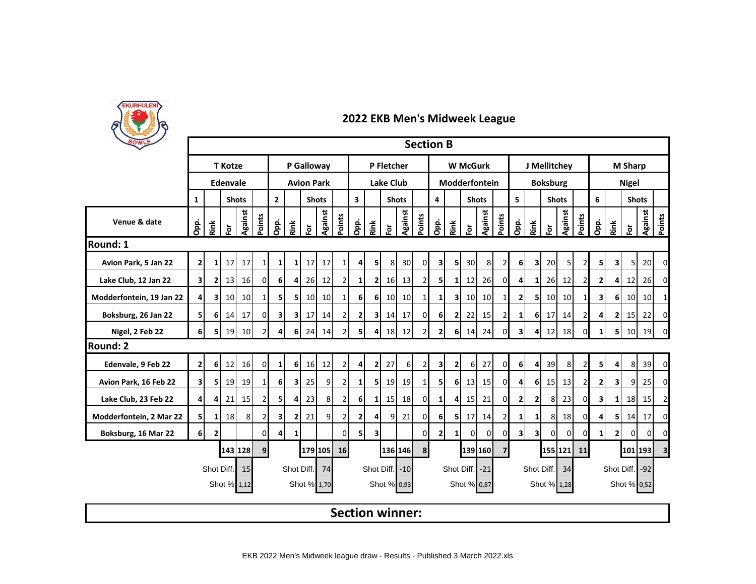# 2022 EKB Men's Midweek League

## Section B

| Venue & date | T Kotze – Edenvale (1) | | | | | P Galloway – Avion Park (2) | | | | | P Fletcher – Lake Club (3) | | | | | W McGurk – Modderfontein (4) | | | | | J Mellitchey – Boksburg (5) | | | | | M Sharp – Nigel (6) | | | | |
|---|---|---|---|---|---|---|---|---|---|---|---|---|---|---|---|---|---|---|---|---|---|---|---|---|---|---|---|---|---|---|
| | Opp. | Rink | For | Against | Points | Opp. | Rink | For | Against | Points | Opp. | Rink | For | Against | Points | Opp. | Rink | For | Against | Points | Opp. | Rink | For | Against | Points | Opp. | Rink | For | Against | Points |
| **Round: 1** | | | | | | | | | | | | | | | | | | | | | | | | | | | | | | |
| Avion Park, 5 Jan 22 | 2 | 1 | 17 | 17 | 1 | 1 | 1 | 17 | 17 | 1 | 4 | 5 | 8 | 30 | 0 | 3 | 5 | 30 | 8 | 2 | 6 | 3 | 20 | 5 | 2 | 5 | 3 | 5 | 20 | 0 |
| Lake Club, 12 Jan 22 | 3 | 2 | 13 | 16 | 0 | 6 | 4 | 26 | 12 | 2 | 1 | 2 | 16 | 13 | 2 | 5 | 1 | 12 | 26 | 0 | 4 | 1 | 26 | 12 | 2 | 2 | 4 | 12 | 26 | 0 |
| Modderfontein, 19 Jan 22 | 4 | 3 | 10 | 10 | 1 | 5 | 5 | 10 | 10 | 1 | 6 | 6 | 10 | 10 | 1 | 1 | 3 | 10 | 10 | 1 | 2 | 5 | 10 | 10 | 1 | 3 | 6 | 10 | 10 | 1 |
| Boksburg, 26 Jan 22 | 5 | 6 | 14 | 17 | 0 | 3 | 3 | 17 | 14 | 2 | 2 | 3 | 14 | 17 | 0 | 6 | 2 | 22 | 15 | 2 | 1 | 6 | 17 | 14 | 2 | 4 | 2 | 15 | 22 | 0 |
| Nigel, 2 Feb 22 | 6 | 5 | 19 | 10 | 2 | 4 | 6 | 24 | 14 | 2 | 5 | 4 | 18 | 12 | 2 | 2 | 6 | 14 | 24 | 0 | 3 | 4 | 12 | 18 | 0 | 1 | 5 | 10 | 19 | 0 |
| **Round: 2** | | | | | | | | | | | | | | | | | | | | | | | | | | | | | | |
| Edenvale, 9 Feb 22 | 2 | 6 | 12 | 16 | 0 | 1 | 6 | 16 | 12 | 2 | 4 | 2 | 27 | 6 | 2 | 3 | 2 | 6 | 27 | 0 | 6 | 4 | 39 | 8 | 2 | 5 | 4 | 8 | 39 | 0 |
| Avion Park, 16 Feb 22 | 3 | 5 | 19 | 19 | 1 | 6 | 3 | 25 | 9 | 2 | 1 | 5 | 19 | 19 | 1 | 5 | 6 | 13 | 15 | 0 | 4 | 6 | 15 | 13 | 2 | 2 | 3 | 9 | 25 | 0 |
| Lake Club, 23 Feb 22 | 4 | 4 | 21 | 15 | 2 | 5 | 4 | 23 | 8 | 2 | 6 | 1 | 15 | 18 | 0 | 1 | 4 | 15 | 21 | 0 | 2 | 2 | 8 | 23 | 0 | 3 | 1 | 18 | 15 | 2 |
| Modderfontein, 2 Mar 22 | 5 | 1 | 18 | 8 | 2 | 3 | 2 | 21 | 9 | 2 | 2 | 4 | 9 | 21 | 0 | 6 | 5 | 17 | 14 | 2 | 1 | 1 | 8 | 18 | 0 | 4 | 5 | 14 | 17 | 0 |
| Boksburg, 16 Mar 22 | 6 | 2 | | | 0 | 4 | 1 | | | 0 | 5 | 3 | | | 0 | 2 | 1 | 0 | 0 | 0 | 3 | 3 | 0 | 0 | 0 | 1 | 2 | 0 | 0 | 0 |
| | | | 143 | 128 | 9 | | | 179 | 105 | 16 | | | 136 | 146 | 8 | | | 139 | 160 | 7 | | | 155 | 121 | 11 | | | 101 | 193 | 3 |
| | | Shot Diff. | | 15 | | | Shot Diff. | | 74 | | | Shot Diff. | | -10 | | | Shot Diff. | | -21 | | | Shot Diff. | | 34 | | | Shot Diff. | | -92 | |
| | | Shot % | | 1,12 | | | Shot % | | 1,70 | | | Shot % | | 0,93 | | | Shot % | | 0,87 | | | Shot % | | 1,28 | | | Shot % | | 0,52 | |

**Section winner:**

EKB 2022 Men's Midweek league draw - Results - Published 3 March 2022.xls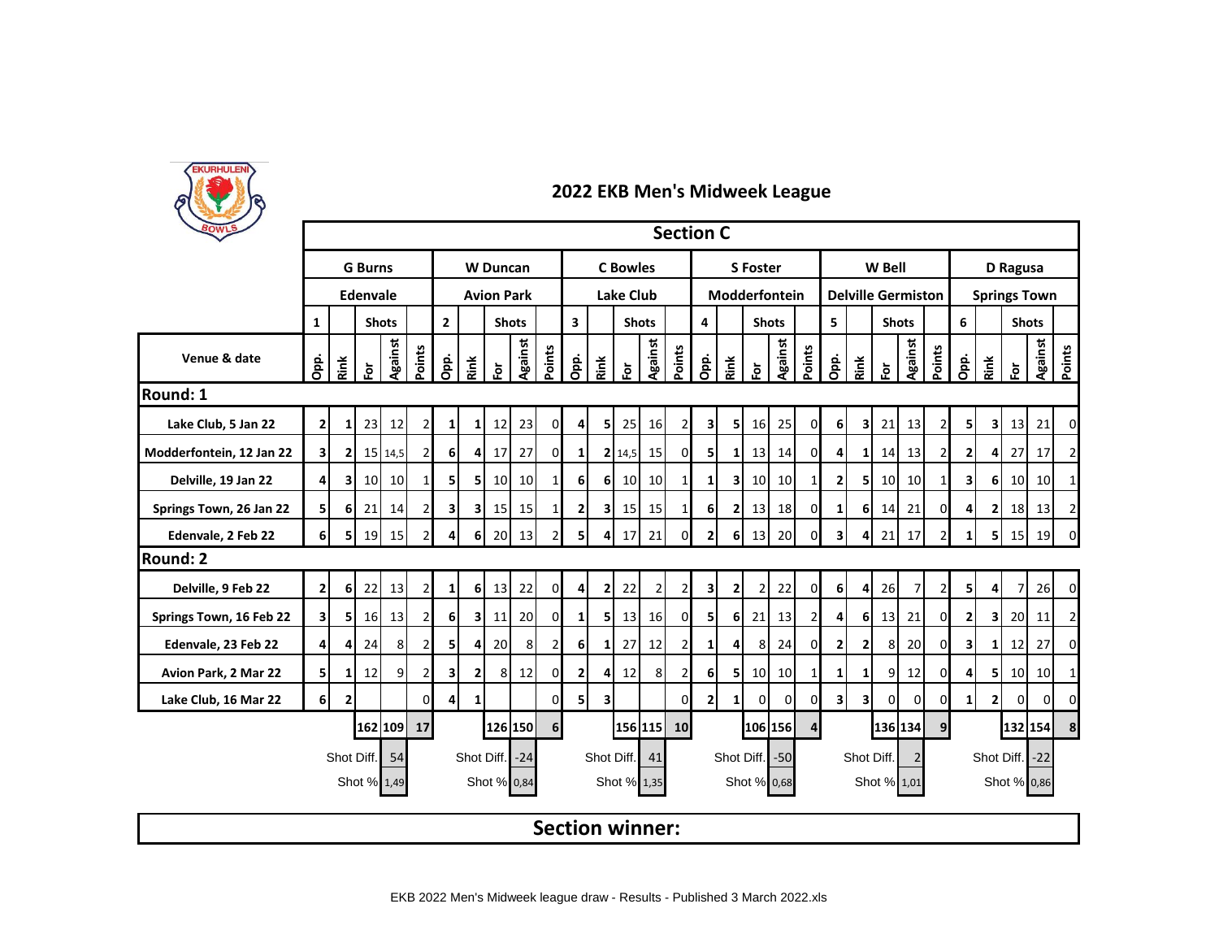# 2022 EKB Men's Midweek League

## Section C

| Venue & date | G Burns | | | | | W Duncan | | | | | C Bowles | | | | | S Foster | | | | | W Bell | | | | | D Ragusa | | | | |
|---|---|---|---|---|---|---|---|---|---|---|---|---|---|---|---|---|---|---|---|---|---|---|---|---|---|---|---|---|---|---|
| | Edenvale | | | | | Avion Park | | | | | Lake Club | | | | | Modderfontein | | | | | Delville Germiston | | | | | Springs Town | | | | |
| | 1 | | Shots | | | 2 | | Shots | | | 3 | | Shots | | | 4 | | Shots | | | 5 | | Shots | | | 6 | | Shots | | |
| | Opp. | Rink | For | Against | Points | Opp. | Rink | For | Against | Points | Opp. | Rink | For | Against | Points | Opp. | Rink | For | Against | Points | Opp. | Rink | For | Against | Points | Opp. | Rink | For | Against | Points |
| **Round: 1** | | | | | | | | | | | | | | | | | | | | | | | | | | | | | | |
| Lake Club, 5 Jan 22 | 2 | 1 | 23 | 12 | 2 | 1 | 1 | 12 | 23 | 0 | 4 | 5 | 25 | 16 | 2 | 3 | 5 | 16 | 25 | 0 | 6 | 3 | 21 | 13 | 2 | 5 | 3 | 13 | 21 | 0 |
| Modderfontein, 12 Jan 22 | 3 | 2 | 15 | 14,5 | 2 | 6 | 4 | 17 | 27 | 0 | 1 | 2 | 14,5 | 15 | 0 | 5 | 1 | 13 | 14 | 0 | 4 | 1 | 14 | 13 | 2 | 2 | 4 | 27 | 17 | 2 |
| Delville, 19 Jan 22 | 4 | 3 | 10 | 10 | 1 | 5 | 5 | 10 | 10 | 1 | 6 | 6 | 10 | 10 | 1 | 1 | 3 | 10 | 10 | 1 | 2 | 5 | 10 | 10 | 1 | 3 | 6 | 10 | 10 | 1 |
| Springs Town, 26 Jan 22 | 5 | 6 | 21 | 14 | 2 | 3 | 3 | 15 | 15 | 1 | 2 | 3 | 15 | 15 | 1 | 6 | 2 | 13 | 18 | 0 | 1 | 6 | 14 | 21 | 0 | 4 | 2 | 18 | 13 | 2 |
| Edenvale, 2 Feb 22 | 6 | 5 | 19 | 15 | 2 | 4 | 6 | 20 | 13 | 2 | 5 | 4 | 17 | 21 | 0 | 2 | 6 | 13 | 20 | 0 | 3 | 4 | 21 | 17 | 2 | 1 | 5 | 15 | 19 | 0 |
| **Round: 2** | | | | | | | | | | | | | | | | | | | | | | | | | | | | | | |
| Delville, 9 Feb 22 | 2 | 6 | 22 | 13 | 2 | 1 | 6 | 13 | 22 | 0 | 4 | 2 | 22 | 2 | 2 | 3 | 2 | 2 | 22 | 0 | 6 | 4 | 26 | 7 | 2 | 5 | 4 | 7 | 26 | 0 |
| Springs Town, 16 Feb 22 | 3 | 5 | 16 | 13 | 2 | 6 | 3 | 11 | 20 | 0 | 1 | 5 | 13 | 16 | 0 | 5 | 6 | 21 | 13 | 2 | 4 | 6 | 13 | 21 | 0 | 2 | 3 | 20 | 11 | 2 |
| Edenvale, 23 Feb 22 | 4 | 4 | 24 | 8 | 2 | 5 | 4 | 20 | 8 | 2 | 6 | 1 | 27 | 12 | 2 | 1 | 4 | 8 | 24 | 0 | 2 | 2 | 8 | 20 | 0 | 3 | 1 | 12 | 27 | 0 |
| Avion Park, 2 Mar 22 | 5 | 1 | 12 | 9 | 2 | 3 | 2 | 8 | 12 | 0 | 2 | 4 | 12 | 8 | 2 | 6 | 5 | 10 | 10 | 1 | 1 | 1 | 9 | 12 | 0 | 4 | 5 | 10 | 10 | 1 |
| Lake Club, 16 Mar 22 | 6 | 2 | | | 0 | 4 | 1 | | | 0 | 5 | 3 | | | 0 | 2 | 1 | 0 | 0 | 0 | 3 | 3 | 0 | 0 | 0 | 1 | 2 | 0 | 0 | 0 |
| | | | 162 | 109 | 17 | | | 126 | 150 | 6 | | | 156 | 115 | 10 | | | 106 | 156 | 4 | | | 136 | 134 | 9 | | | 132 | 154 | 8 |
| | | Shot Diff. | | 54 | | | Shot Diff. | | -24 | | | Shot Diff. | | 41 | | | Shot Diff. | | -50 | | | Shot Diff. | | 2 | | | Shot Diff. | | -22 | |
| | | Shot % | | 1,49 | | | Shot % | | 0,84 | | | Shot % | | 1,35 | | | Shot % | | 0,68 | | | Shot % | | 1,01 | | | Shot % | | 0,86 | |

**Section winner:**

EKB 2022 Men's Midweek league draw - Results - Published 3 March 2022.xls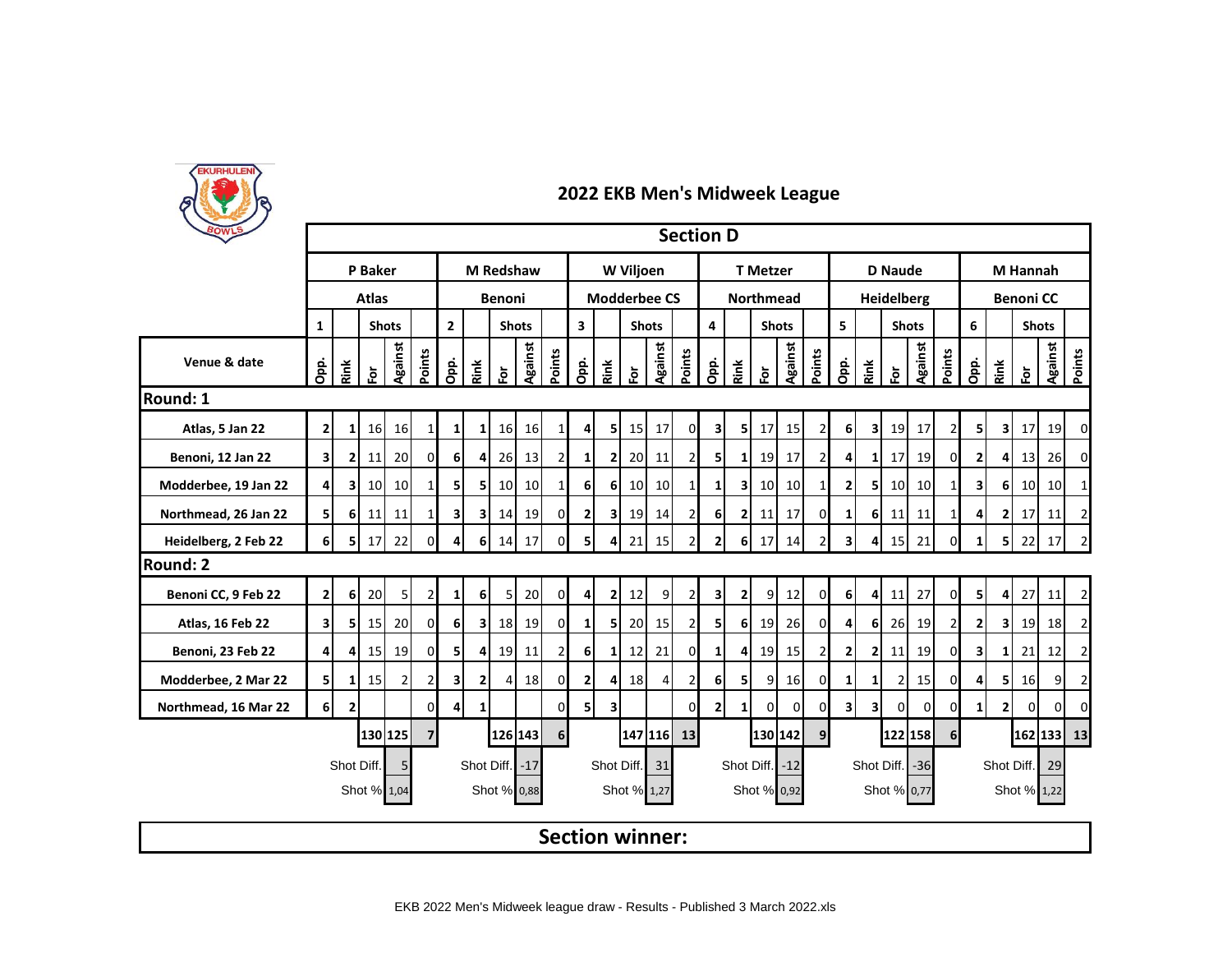# 2022 EKB Men's Midweek League

## Section D

| | P Baker | | | | | M Redshaw | | | | | W Viljoen | | | | | T Metzer | | | | | D Naude | | | | | M Hannah | | | | |
|---|---|---|---|---|---|---|---|---|---|---|---|---|---|---|---|---|---|---|---|---|---|---|---|---|---|---|---|---|---|---|
| | Atlas | | | | | Benoni | | | | | Modderbee CS | | | | | Northmead | | | | | Heidelberg | | | | | Benoni CC | | | | |
| | 1 | | Shots | | | 2 | | Shots | | | 3 | | Shots | | | 4 | | Shots | | | 5 | | Shots | | | 6 | | Shots | | |
| Venue & date | Opp. | Rink | For | Against | Points | Opp. | Rink | For | Against | Points | Opp. | Rink | For | Against | Points | Opp. | Rink | For | Against | Points | Opp. | Rink | For | Against | Points | Opp. | Rink | For | Against | Points |
| **Round: 1** | | | | | | | | | | | | | | | | | | | | | | | | | | | | | | |
| Atlas, 5 Jan 22 | 2 | 1 | 16 | 16 | 1 | 1 | 1 | 16 | 16 | 1 | 4 | 5 | 15 | 17 | 0 | 3 | 5 | 17 | 15 | 2 | 6 | 3 | 19 | 17 | 2 | 5 | 3 | 17 | 19 | 0 |
| Benoni, 12 Jan 22 | 3 | 2 | 11 | 20 | 0 | 6 | 4 | 26 | 13 | 2 | 1 | 2 | 20 | 11 | 2 | 5 | 1 | 19 | 17 | 2 | 4 | 1 | 17 | 19 | 0 | 2 | 4 | 13 | 26 | 0 |
| Modderbee, 19 Jan 22 | 4 | 3 | 10 | 10 | 1 | 5 | 5 | 10 | 10 | 1 | 6 | 6 | 10 | 10 | 1 | 1 | 3 | 10 | 10 | 1 | 2 | 5 | 10 | 10 | 1 | 3 | 6 | 10 | 10 | 1 |
| Northmead, 26 Jan 22 | 5 | 6 | 11 | 11 | 1 | 3 | 3 | 14 | 19 | 0 | 2 | 3 | 19 | 14 | 2 | 6 | 2 | 11 | 17 | 0 | 1 | 6 | 11 | 11 | 1 | 4 | 2 | 17 | 11 | 2 |
| Heidelberg, 2 Feb 22 | 6 | 5 | 17 | 22 | 0 | 4 | 6 | 14 | 17 | 0 | 5 | 4 | 21 | 15 | 2 | 2 | 6 | 17 | 14 | 2 | 3 | 4 | 15 | 21 | 0 | 1 | 5 | 22 | 17 | 2 |
| **Round: 2** | | | | | | | | | | | | | | | | | | | | | | | | | | | | | | |
| Benoni CC, 9 Feb 22 | 2 | 6 | 20 | 5 | 2 | 1 | 6 | 5 | 20 | 0 | 4 | 2 | 12 | 9 | 2 | 3 | 2 | 9 | 12 | 0 | 6 | 4 | 11 | 27 | 0 | 5 | 4 | 27 | 11 | 2 |
| Atlas, 16 Feb 22 | 3 | 5 | 15 | 20 | 0 | 6 | 3 | 18 | 19 | 0 | 1 | 5 | 20 | 15 | 2 | 5 | 6 | 19 | 26 | 0 | 4 | 6 | 26 | 19 | 2 | 2 | 3 | 19 | 18 | 2 |
| Benoni, 23 Feb 22 | 4 | 4 | 15 | 19 | 0 | 5 | 4 | 19 | 11 | 2 | 6 | 1 | 12 | 21 | 0 | 1 | 4 | 19 | 15 | 2 | 2 | 2 | 11 | 19 | 0 | 3 | 1 | 21 | 12 | 2 |
| Modderbee, 2 Mar 22 | 5 | 1 | 15 | 2 | 2 | 3 | 2 | 4 | 18 | 0 | 2 | 4 | 18 | 4 | 2 | 6 | 5 | 9 | 16 | 0 | 1 | 1 | 2 | 15 | 0 | 4 | 5 | 16 | 9 | 2 |
| Northmead, 16 Mar 22 | 6 | 2 | | | 0 | 4 | 1 | | | 0 | 5 | 3 | | | 0 | 2 | 1 | 0 | 0 | 0 | 3 | 3 | 0 | 0 | 0 | 1 | 2 | 0 | 0 | 0 |
| | | | 130 | 125 | 7 | | | 126 | 143 | 6 | | | 147 | 116 | 13 | | | 130 | 142 | 9 | | | 122 | 158 | 6 | | | 162 | 133 | 13 |
| | | Shot Diff. | | 5 | | | Shot Diff. | | -17 | | | Shot Diff. | | 31 | | | Shot Diff. | | -12 | | | Shot Diff. | | -36 | | | Shot Diff. | | 29 | |
| | | Shot % | | 1,04 | | | Shot % | | 0,88 | | | Shot % | | 1,27 | | | Shot % | | 0,92 | | | Shot % | | 0,77 | | | Shot % | | 1,22 | |

**Section winner:**

EKB 2022 Men's Midweek league draw - Results - Published 3 March 2022.xls